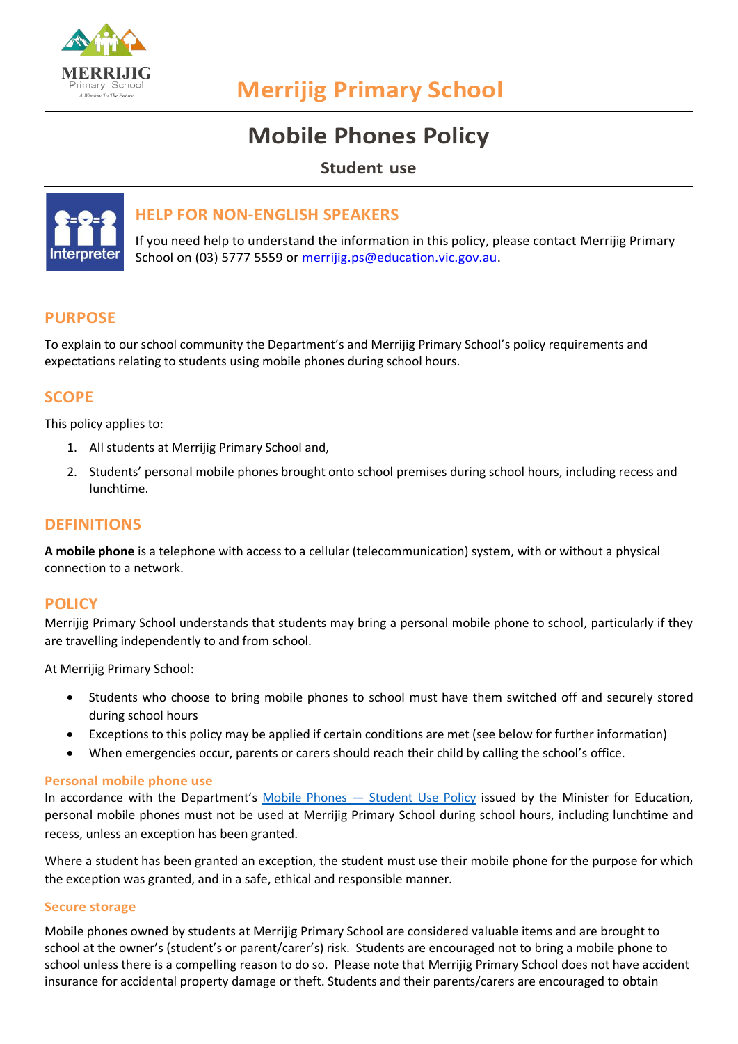# Merrijig Primary School

## Mobile Phones Policy

### Student use

## HELP FOR NON-ENGLISH SPEAKERS

If you need help to understand the information in this policy, please contact Merrijig Primary School on (03) 5777 5559 or merrijig.ps@education.vic.gov.au.

## PURPOSE

To explain to our school community the Department's and Merrijig Primary School's policy requirements and expectations relating to students using mobile phones during school hours.

## SCOPE

This policy applies to:

1. All students at Merrijig Primary School and,
2. Students' personal mobile phones brought onto school premises during school hours, including recess and lunchtime.

## DEFINITIONS

**A mobile phone** is a telephone with access to a cellular (telecommunication) system, with or without a physical connection to a network.

## POLICY

Merrijig Primary School understands that students may bring a personal mobile phone to school, particularly if they are travelling independently to and from school.

At Merrijig Primary School:

- Students who choose to bring mobile phones to school must have them switched off and securely stored during school hours
- Exceptions to this policy may be applied if certain conditions are met (see below for further information)
- When emergencies occur, parents or carers should reach their child by calling the school's office.

### Personal mobile phone use

In accordance with the Department's Mobile Phones — Student Use Policy issued by the Minister for Education, personal mobile phones must not be used at Merrijig Primary School during school hours, including lunchtime and recess, unless an exception has been granted.

Where a student has been granted an exception, the student must use their mobile phone for the purpose for which the exception was granted, and in a safe, ethical and responsible manner.

### Secure storage

Mobile phones owned by students at Merrijig Primary School are considered valuable items and are brought to school at the owner's (student's or parent/carer's) risk. Students are encouraged not to bring a mobile phone to school unless there is a compelling reason to do so. Please note that Merrijig Primary School does not have accident insurance for accidental property damage or theft. Students and their parents/carers are encouraged to obtain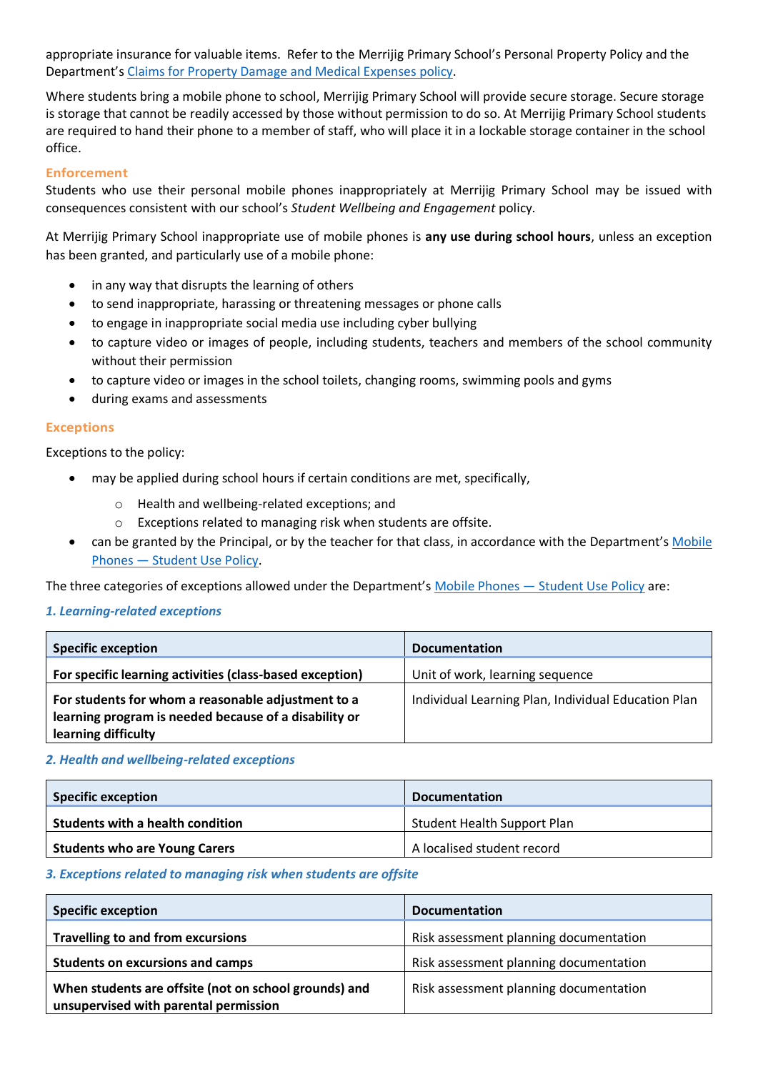appropriate insurance for valuable items. Refer to the Merrijig Primary School's Personal Property Policy and the Department's [Claims for Property Damage and Medical Expenses policy](#).

Where students bring a mobile phone to school, Merrijig Primary School will provide secure storage. Secure storage is storage that cannot be readily accessed by those without permission to do so. At Merrijig Primary School students are required to hand their phone to a member of staff, who will place it in a lockable storage container in the school office.

### Enforcement

Students who use their personal mobile phones inappropriately at Merrijig Primary School may be issued with consequences consistent with our school's *Student Wellbeing and Engagement* policy.

At Merrijig Primary School inappropriate use of mobile phones is **any use during school hours**, unless an exception has been granted, and particularly use of a mobile phone:

- in any way that disrupts the learning of others
- to send inappropriate, harassing or threatening messages or phone calls
- to engage in inappropriate social media use including cyber bullying
- to capture video or images of people, including students, teachers and members of the school community without their permission
- to capture video or images in the school toilets, changing rooms, swimming pools and gyms
- during exams and assessments

### Exceptions

Exceptions to the policy:

- may be applied during school hours if certain conditions are met, specifically,
  - Health and wellbeing-related exceptions; and
  - Exceptions related to managing risk when students are offsite.
- can be granted by the Principal, or by the teacher for that class, in accordance with the Department's [Mobile Phones — Student Use Policy](#).

The three categories of exceptions allowed under the Department's [Mobile Phones — Student Use Policy](#) are:

#### *1. Learning-related exceptions*

| Specific exception | Documentation |
| --- | --- |
| **For specific learning activities (class-based exception)** | Unit of work, learning sequence |
| **For students for whom a reasonable adjustment to a learning program is needed because of a disability or learning difficulty** | Individual Learning Plan, Individual Education Plan |

#### *2. Health and wellbeing-related exceptions*

| Specific exception | Documentation |
| --- | --- |
| **Students with a health condition** | Student Health Support Plan |
| **Students who are Young Carers** | A localised student record |

#### *3. Exceptions related to managing risk when students are offsite*

| Specific exception | Documentation |
| --- | --- |
| **Travelling to and from excursions** | Risk assessment planning documentation |
| **Students on excursions and camps** | Risk assessment planning documentation |
| **When students are offsite (not on school grounds) and unsupervised with parental permission** | Risk assessment planning documentation |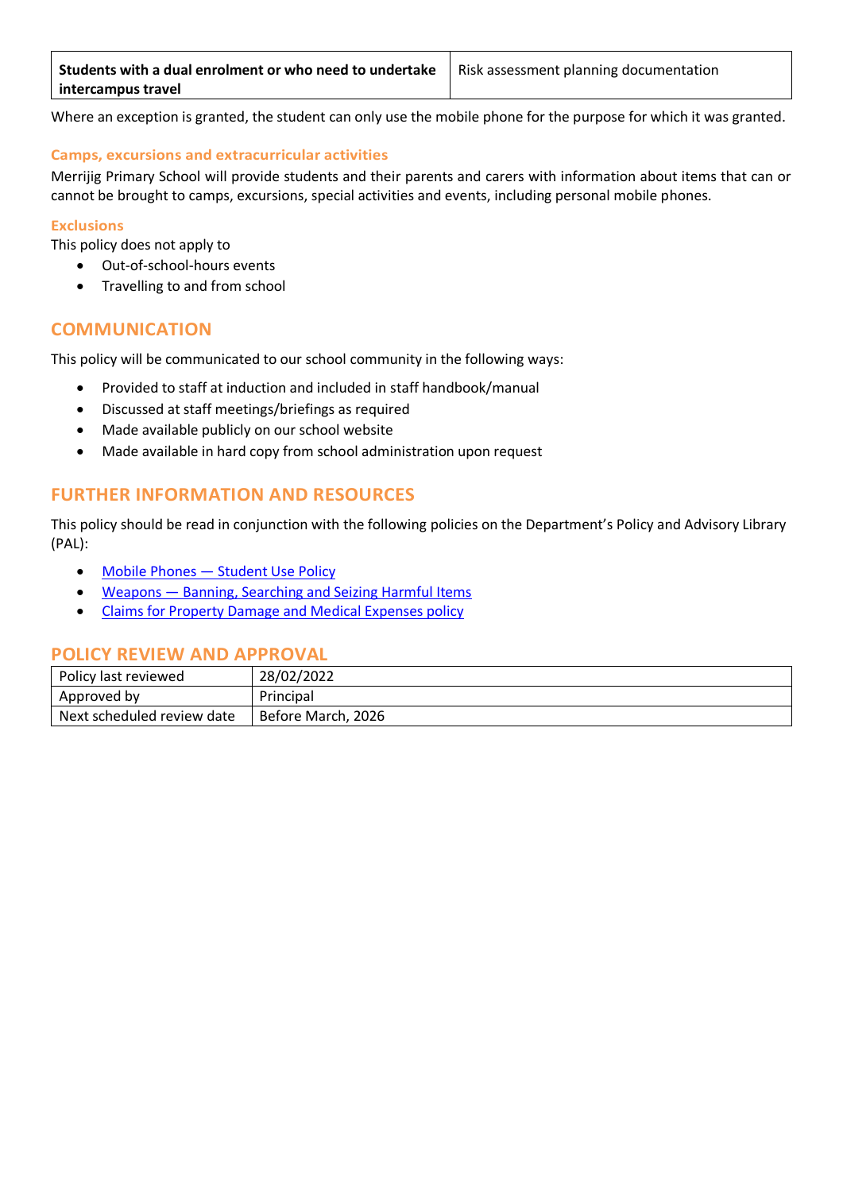| | |
|---|---|
| **Students with a dual enrolment or who need to undertake intercampus travel** | Risk assessment planning documentation |

Where an exception is granted, the student can only use the mobile phone for the purpose for which it was granted.

### Camps, excursions and extracurricular activities

Merrijig Primary School will provide students and their parents and carers with information about items that can or cannot be brought to camps, excursions, special activities and events, including personal mobile phones.

### Exclusions

This policy does not apply to

- Out-of-school-hours events
- Travelling to and from school

## COMMUNICATION

This policy will be communicated to our school community in the following ways:

- Provided to staff at induction and included in staff handbook/manual
- Discussed at staff meetings/briefings as required
- Made available publicly on our school website
- Made available in hard copy from school administration upon request

## FURTHER INFORMATION AND RESOURCES

This policy should be read in conjunction with the following policies on the Department's Policy and Advisory Library (PAL):

- Mobile Phones — Student Use Policy
- Weapons — Banning, Searching and Seizing Harmful Items
- Claims for Property Damage and Medical Expenses policy

## POLICY REVIEW AND APPROVAL

| | |
|---|---|
| Policy last reviewed | 28/02/2022 |
| Approved by | Principal |
| Next scheduled review date | Before March, 2026 |